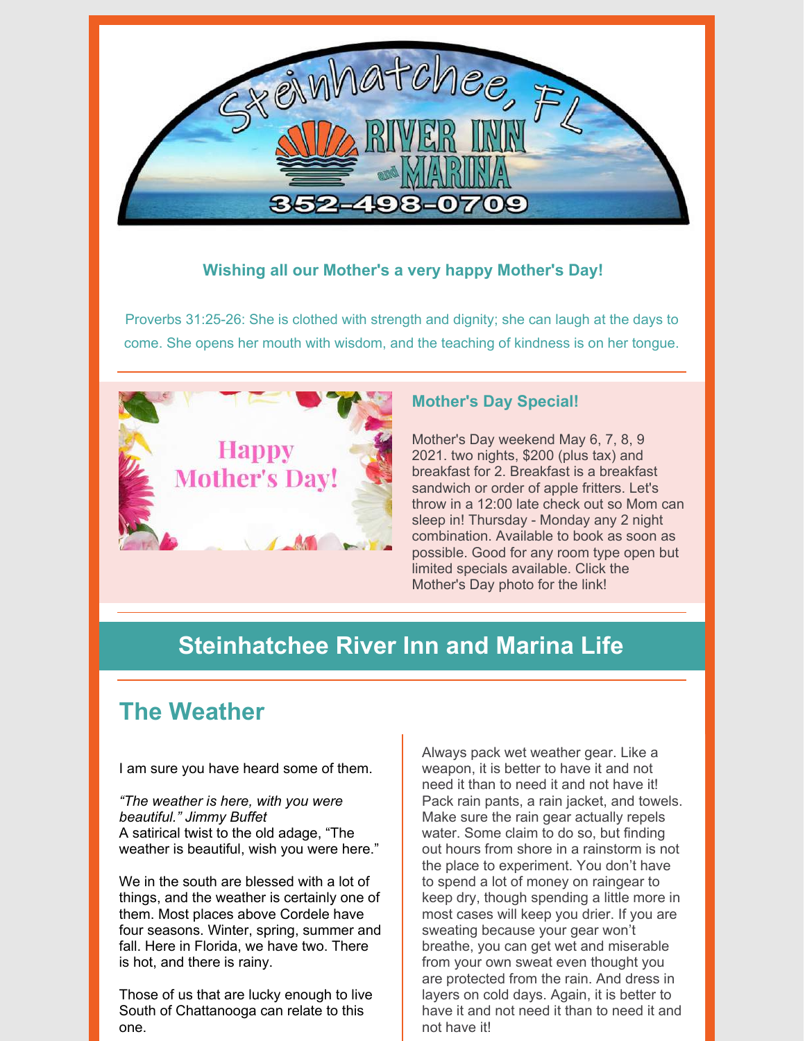Steinhatchee, FL

RIVER INN and MARINA

352-498-0709

**Wishing all our Mother's a very happy Mother's Day!**

Proverbs 31:25-26: She is clothed with strength and dignity; she can laugh at the days to come. She opens her mouth with wisdom, and the teaching of kindness is on her tongue.

Happy Mother's Day!

### Mother's Day Special!

Mother's Day weekend May 6, 7, 8, 9 2021. two nights, $200 (plus tax) and breakfast for 2. Breakfast is a breakfast sandwich or order of apple fritters. Let's throw in a 12:00 late check out so Mom can sleep in! Thursday - Monday any 2 night combination. Available to book as soon as possible. Good for any room type open but limited specials available. Click the Mother's Day photo for the link!

# Steinhatchee River Inn and Marina Life

## The Weather

I am sure you have heard some of them.

*"The weather is here, with you were beautiful." Jimmy Buffet*
A satirical twist to the old adage, "The weather is beautiful, wish you were here."

We in the south are blessed with a lot of things, and the weather is certainly one of them. Most places above Cordele have four seasons. Winter, spring, summer and fall. Here in Florida, we have two. There is hot, and there is rainy.

Those of us that are lucky enough to live South of Chattanooga can relate to this one.

Always pack wet weather gear. Like a weapon, it is better to have it and not need it than to need it and not have it! Pack rain pants, a rain jacket, and towels. Make sure the rain gear actually repels water. Some claim to do so, but finding out hours from shore in a rainstorm is not the place to experiment. You don't have to spend a lot of money on raingear to keep dry, though spending a little more in most cases will keep you drier. If you are sweating because your gear won't breathe, you can get wet and miserable from your own sweat even thought you are protected from the rain. And dress in layers on cold days. Again, it is better to have it and not need it than to need it and not have it!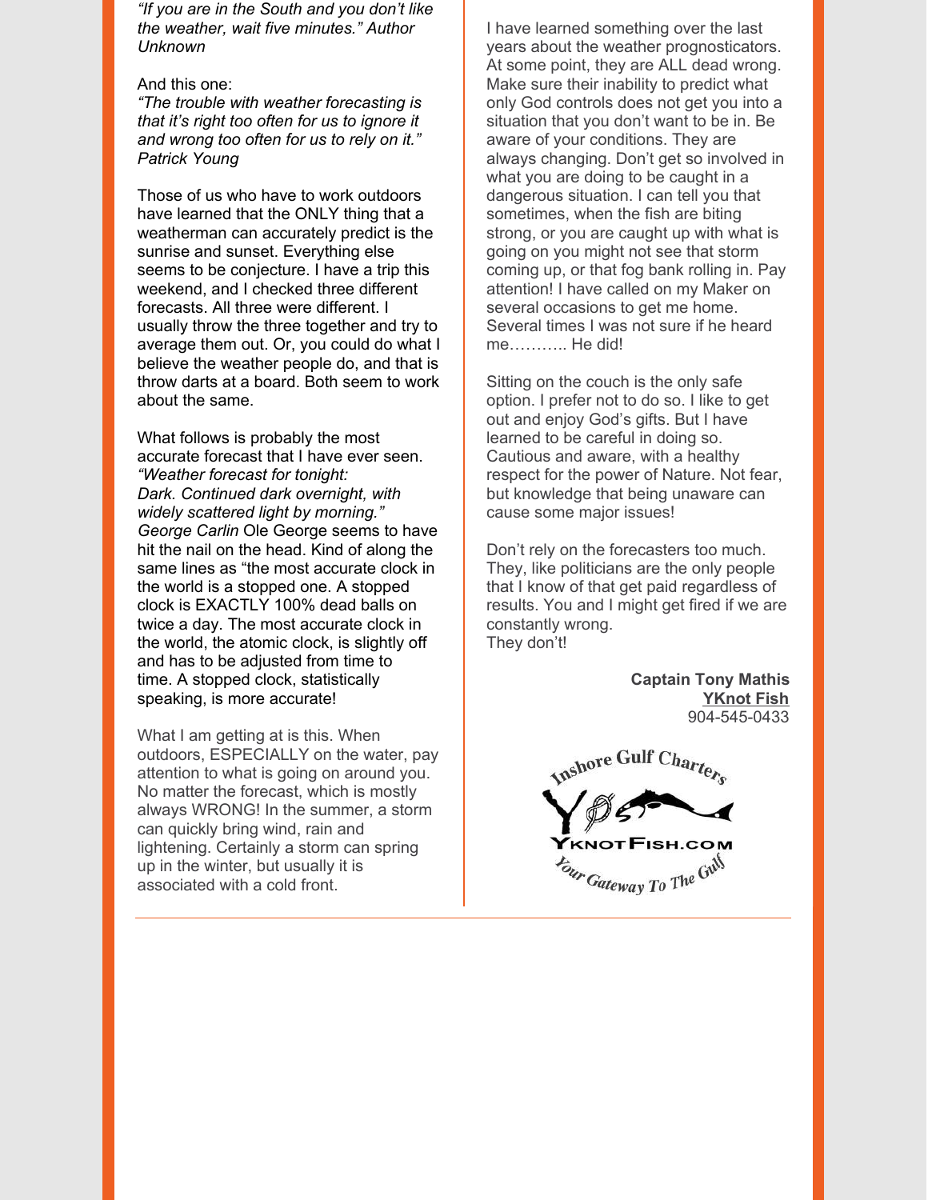*"If you are in the South and you don't like the weather, wait five minutes." Author Unknown*

And this one:
*"The trouble with weather forecasting is that it's right too often for us to ignore it and wrong too often for us to rely on it." Patrick Young*

Those of us who have to work outdoors have learned that the ONLY thing that a weatherman can accurately predict is the sunrise and sunset. Everything else seems to be conjecture. I have a trip this weekend, and I checked three different forecasts. All three were different. I usually throw the three together and try to average them out. Or, you could do what I believe the weather people do, and that is throw darts at a board. Both seem to work about the same.

What follows is probably the most accurate forecast that I have ever seen.
*"Weather forecast for tonight:
Dark. Continued dark overnight, with widely scattered light by morning."
George Carlin* Ole George seems to have hit the nail on the head. Kind of along the same lines as "the most accurate clock in the world is a stopped one. A stopped clock is EXACTLY 100% dead balls on twice a day. The most accurate clock in the world, the atomic clock, is slightly off and has to be adjusted from time to time. A stopped clock, statistically speaking, is more accurate!

What I am getting at is this. When outdoors, ESPECIALLY on the water, pay attention to what is going on around you. No matter the forecast, which is mostly always WRONG! In the summer, a storm can quickly bring wind, rain and lightening. Certainly a storm can spring up in the winter, but usually it is associated with a cold front.

I have learned something over the last years about the weather prognosticators. At some point, they are ALL dead wrong. Make sure their inability to predict what only God controls does not get you into a situation that you don't want to be in. Be aware of your conditions. They are always changing. Don't get so involved in what you are doing to be caught in a dangerous situation. I can tell you that sometimes, when the fish are biting strong, or you are caught up with what is going on you might not see that storm coming up, or that fog bank rolling in. Pay attention! I have called on my Maker on several occasions to get me home. Several times I was not sure if he heard me……….. He did!

Sitting on the couch is the only safe option. I prefer not to do so. I like to get out and enjoy God's gifts. But I have learned to be careful in doing so. Cautious and aware, with a healthy respect for the power of Nature. Not fear, but knowledge that being unaware can cause some major issues!

Don't rely on the forecasters too much. They, like politicians are the only people that I know of that get paid regardless of results. You and I might get fired if we are constantly wrong.
They don't!

**Captain Tony Mathis**
**YKnot Fish**
904-545-0433

Inshore Gulf Charters
YKNOTFISH.COM
Your Gateway To The Gulf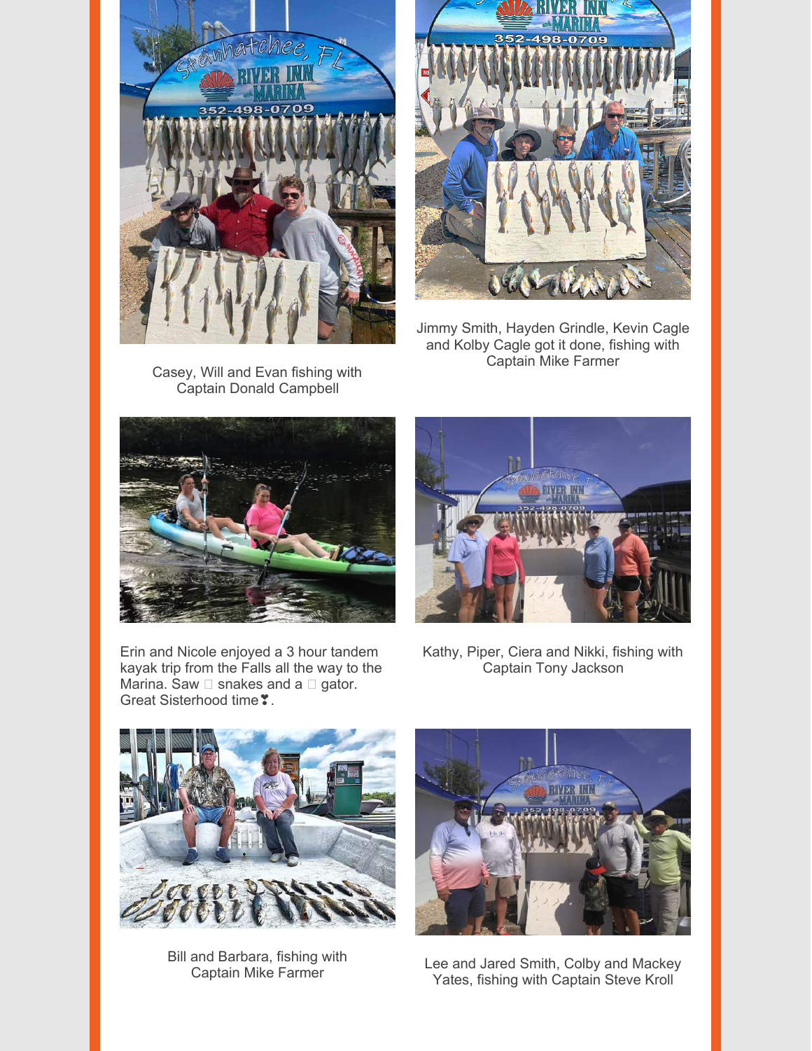Casey, Will and Evan fishing with Captain Donald Campbell

Jimmy Smith, Hayden Grindle, Kevin Cagle and Kolby Cagle got it done, fishing with Captain Mike Farmer

Erin and Nicole enjoyed a 3 hour tandem kayak trip from the Falls all the way to the Marina. Saw  snakes and a  gator. Great Sisterhood time❣.

Kathy, Piper, Ciera and Nikki, fishing with Captain Tony Jackson

Bill and Barbara, fishing with Captain Mike Farmer

Lee and Jared Smith, Colby and Mackey Yates, fishing with Captain Steve Kroll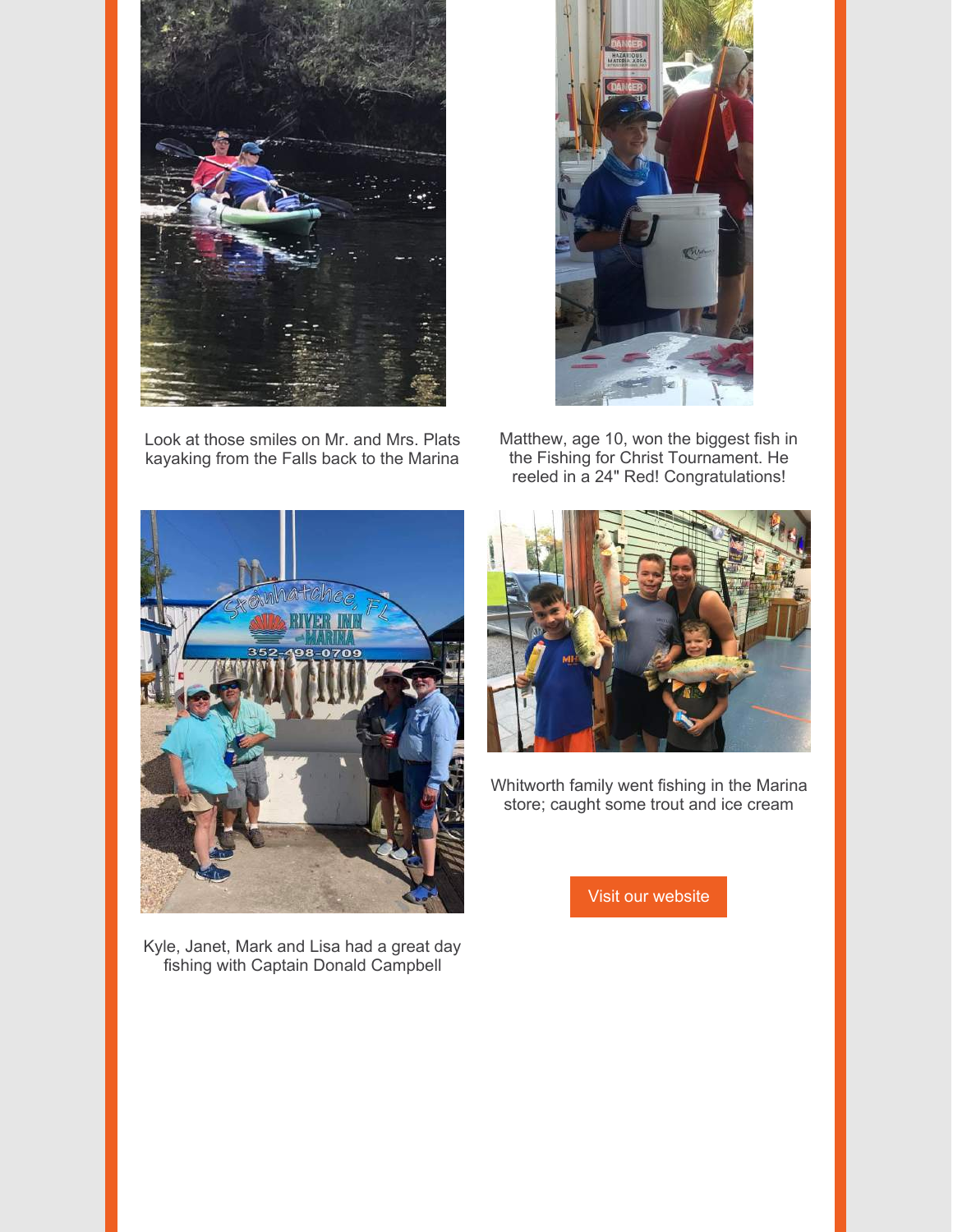Look at those smiles on Mr. and Mrs. Plats kayaking from the Falls back to the Marina

Matthew, age 10, won the biggest fish in the Fishing for Christ Tournament. He reeled in a 24" Red! Congratulations!

Kyle, Janet, Mark and Lisa had a great day fishing with Captain Donald Campbell

Whitworth family went fishing in the Marina store; caught some trout and ice cream

Visit our website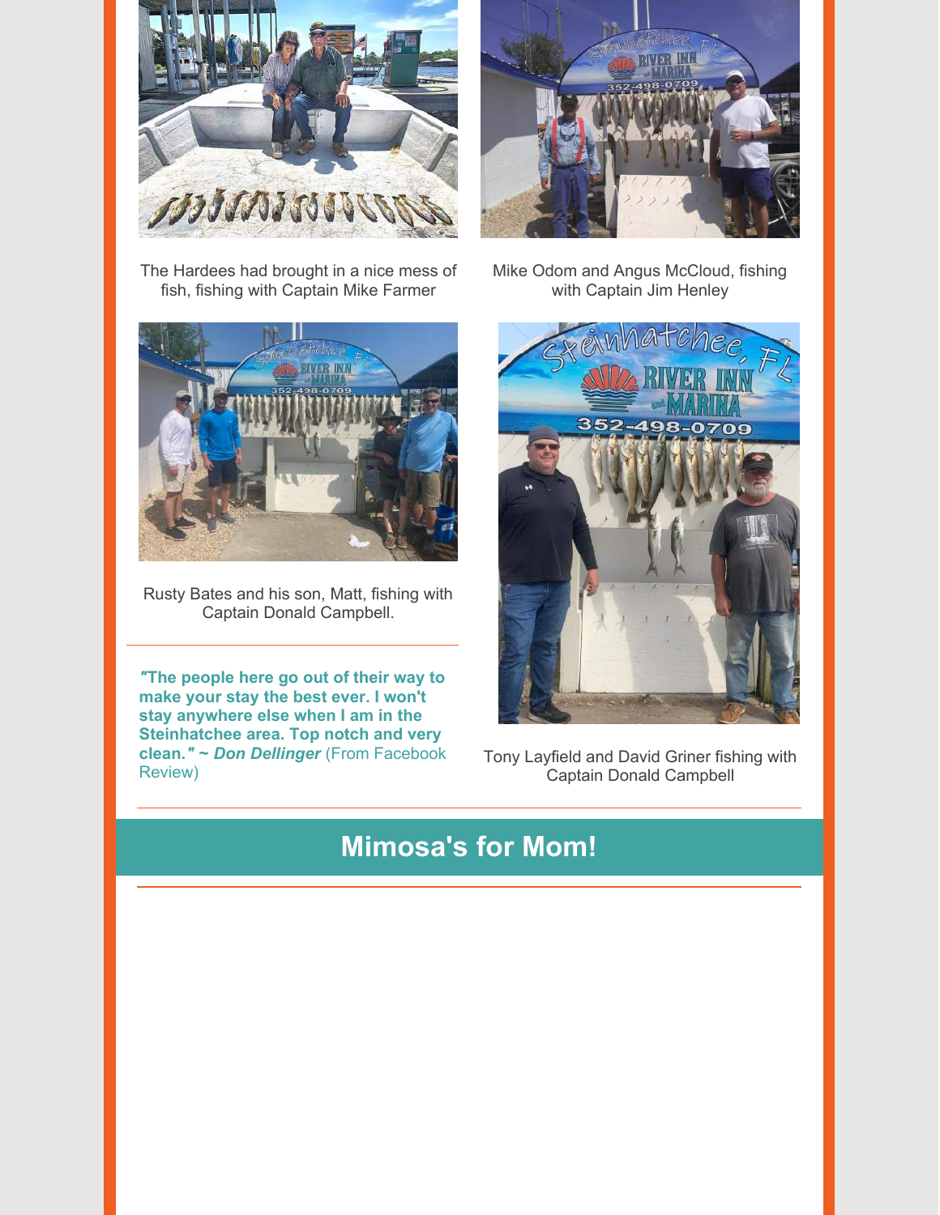The Hardees had brought in a nice mess of fish, fishing with Captain Mike Farmer

Mike Odom and Angus McCloud, fishing with Captain Jim Henley

Rusty Bates and his son, Matt, fishing with Captain Donald Campbell.

Tony Layfield and David Griner fishing with Captain Donald Campbell

***"The people here go out of their way to make your stay the best ever. I won't stay anywhere else when I am in the Steinhatchee area. Top notch and very clean." ~ Don Dellinger*** (From Facebook Review)

## Mimosa's for Mom!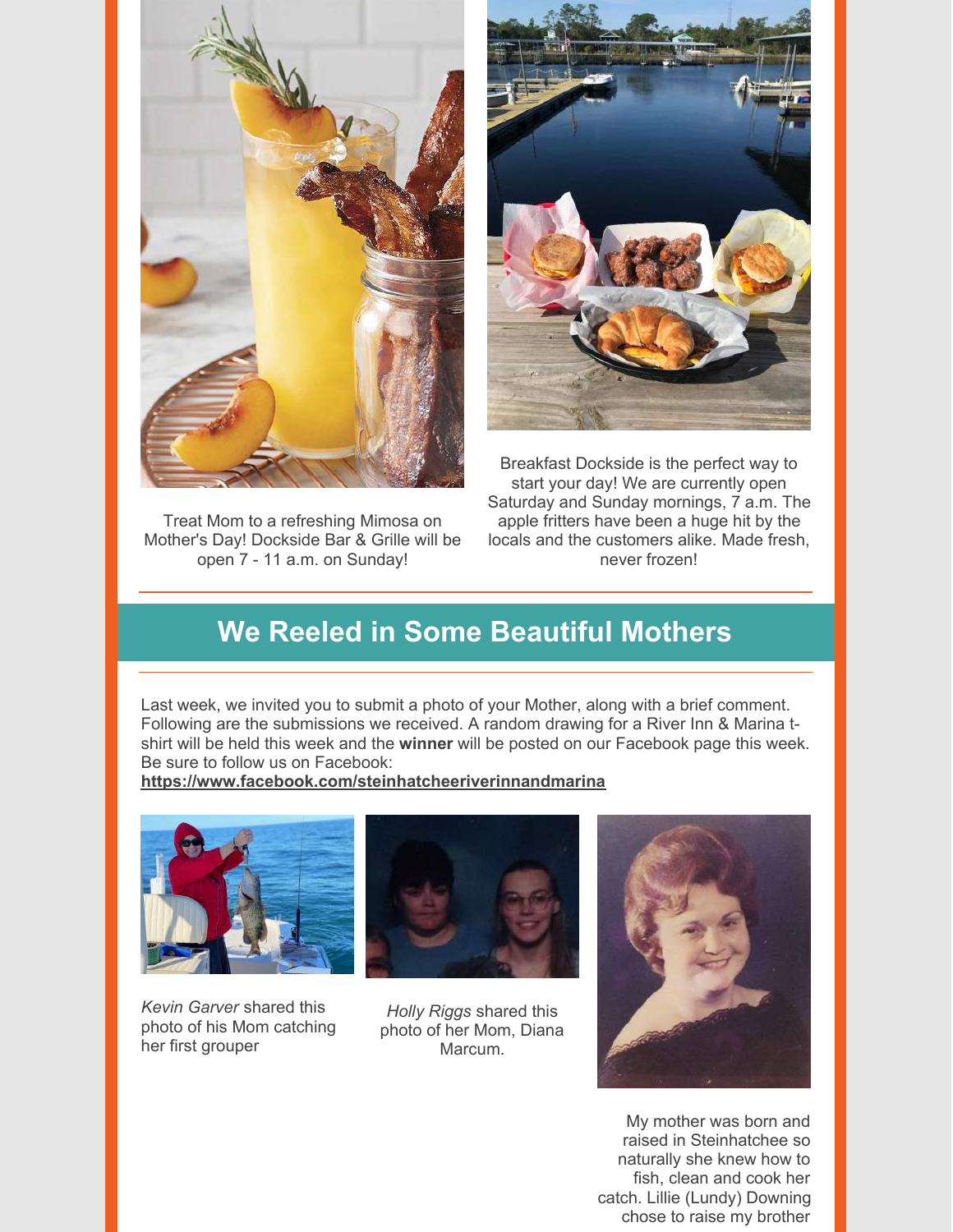Treat Mom to a refreshing Mimosa on Mother's Day! Dockside Bar & Grille will be open 7 - 11 a.m. on Sunday!

Breakfast Dockside is the perfect way to start your day! We are currently open Saturday and Sunday mornings, 7 a.m. The apple fritters have been a huge hit by the locals and the customers alike. Made fresh, never frozen!

## We Reeled in Some Beautiful Mothers

Last week, we invited you to submit a photo of your Mother, along with a brief comment. Following are the submissions we received. A random drawing for a River Inn & Marina t-shirt will be held this week and the **winner** will be posted on our Facebook page this week. Be sure to follow us on Facebook:
**https://www.facebook.com/steinhatcheeriverinnandmarina**

*Kevin Garver* shared this photo of his Mom catching her first grouper

*Holly Riggs* shared this photo of her Mom, Diana Marcum.

My mother was born and raised in Steinhatchee so naturally she knew how to fish, clean and cook her catch. Lillie (Lundy) Downing chose to raise my brother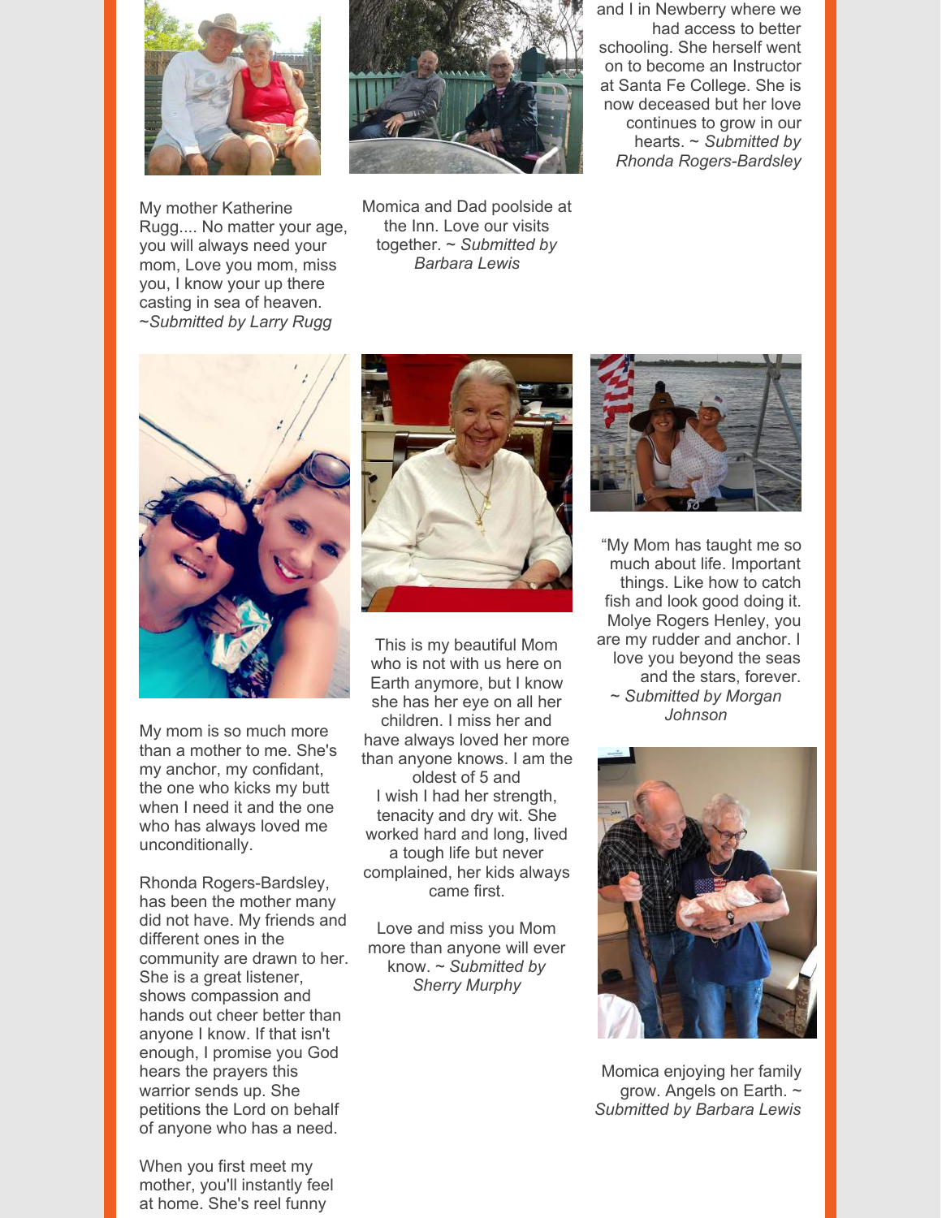and I in Newberry where we had access to better schooling. She herself went on to become an Instructor at Santa Fe College. She is now deceased but her love continues to grow in our hearts. ~ *Submitted by Rhonda Rogers-Bardsley*

My mother Katherine Rugg.... No matter your age, you will always need your mom, Love you mom, miss you, I know your up there casting in sea of heaven. ~*Submitted by Larry Rugg*

Momica and Dad poolside at the Inn. Love our visits together. ~ *Submitted by Barbara Lewis*

My mom is so much more than a mother to me. She's my anchor, my confidant, the one who kicks my butt when I need it and the one who has always loved me unconditionally.

Rhonda Rogers-Bardsley, has been the mother many did not have. My friends and different ones in the community are drawn to her. She is a great listener, shows compassion and hands out cheer better than anyone I know. If that isn't enough, I promise you God hears the prayers this warrior sends up. She petitions the Lord on behalf of anyone who has a need.

When you first meet my mother, you'll instantly feel at home. She's reel funny

This is my beautiful Mom who is not with us here on Earth anymore, but I know she has her eye on all her children. I miss her and have always loved her more than anyone knows. I am the oldest of 5 and I wish I had her strength, tenacity and dry wit. She worked hard and long, lived a tough life but never complained, her kids always came first.

Love and miss you Mom more than anyone will ever know. ~ *Submitted by Sherry Murphy*

"My Mom has taught me so much about life. Important things. Like how to catch fish and look good doing it. Molye Rogers Henley, you are my rudder and anchor. I love you beyond the seas and the stars, forever. ~ *Submitted by Morgan Johnson*

Momica enjoying her family grow. Angels on Earth. ~ *Submitted by Barbara Lewis*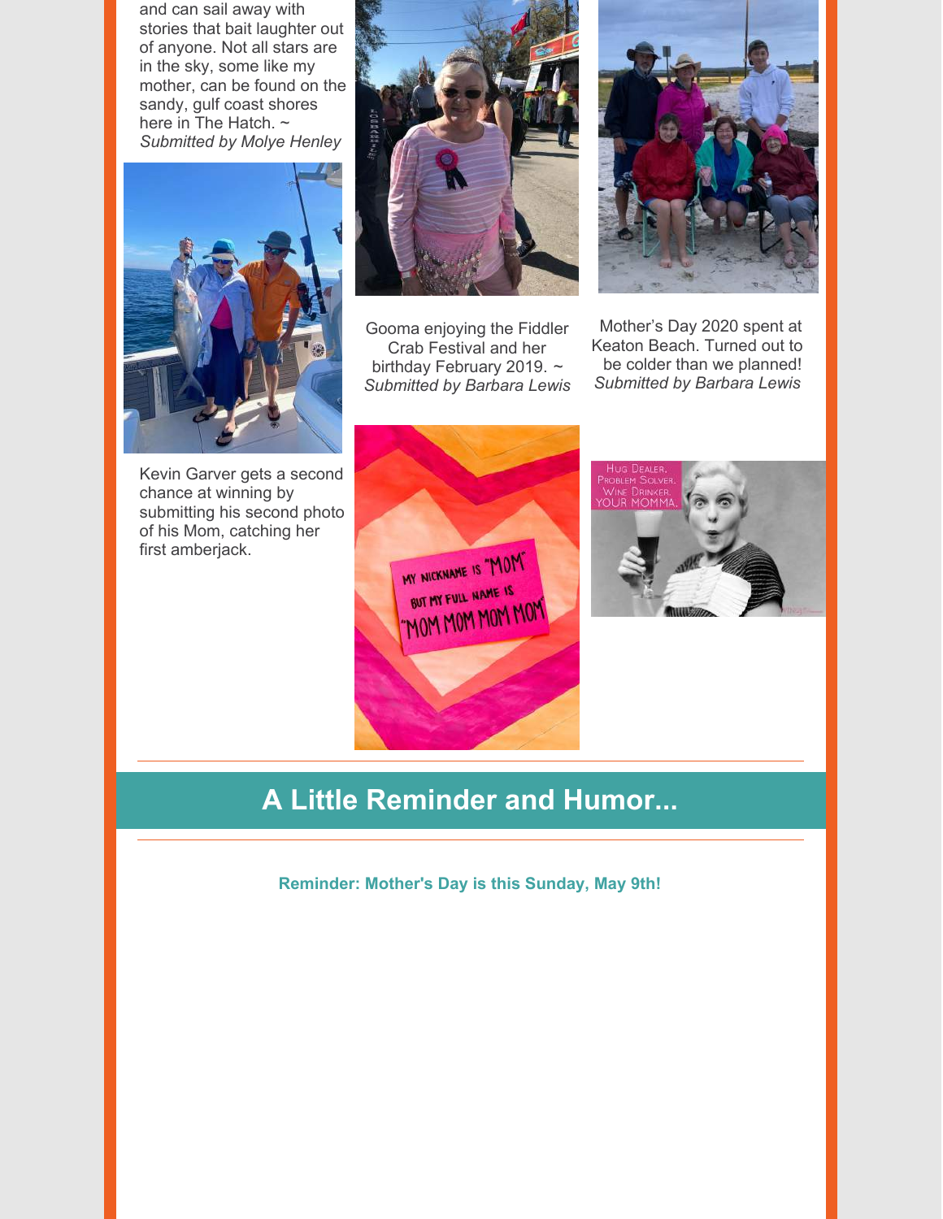and can sail away with stories that bait laughter out of anyone. Not all stars are in the sky, some like my mother, can be found on the sandy, gulf coast shores here in The Hatch. ~ *Submitted by Molye Henley*

Kevin Garver gets a second chance at winning by submitting his second photo of his Mom, catching her first amberjack.

Gooma enjoying the Fiddler Crab Festival and her birthday February 2019. ~ *Submitted by Barbara Lewis*

Mother's Day 2020 spent at Keaton Beach. Turned out to be colder than we planned! *Submitted by Barbara Lewis*

## A Little Reminder and Humor...

**Reminder: Mother's Day is this Sunday, May 9th!**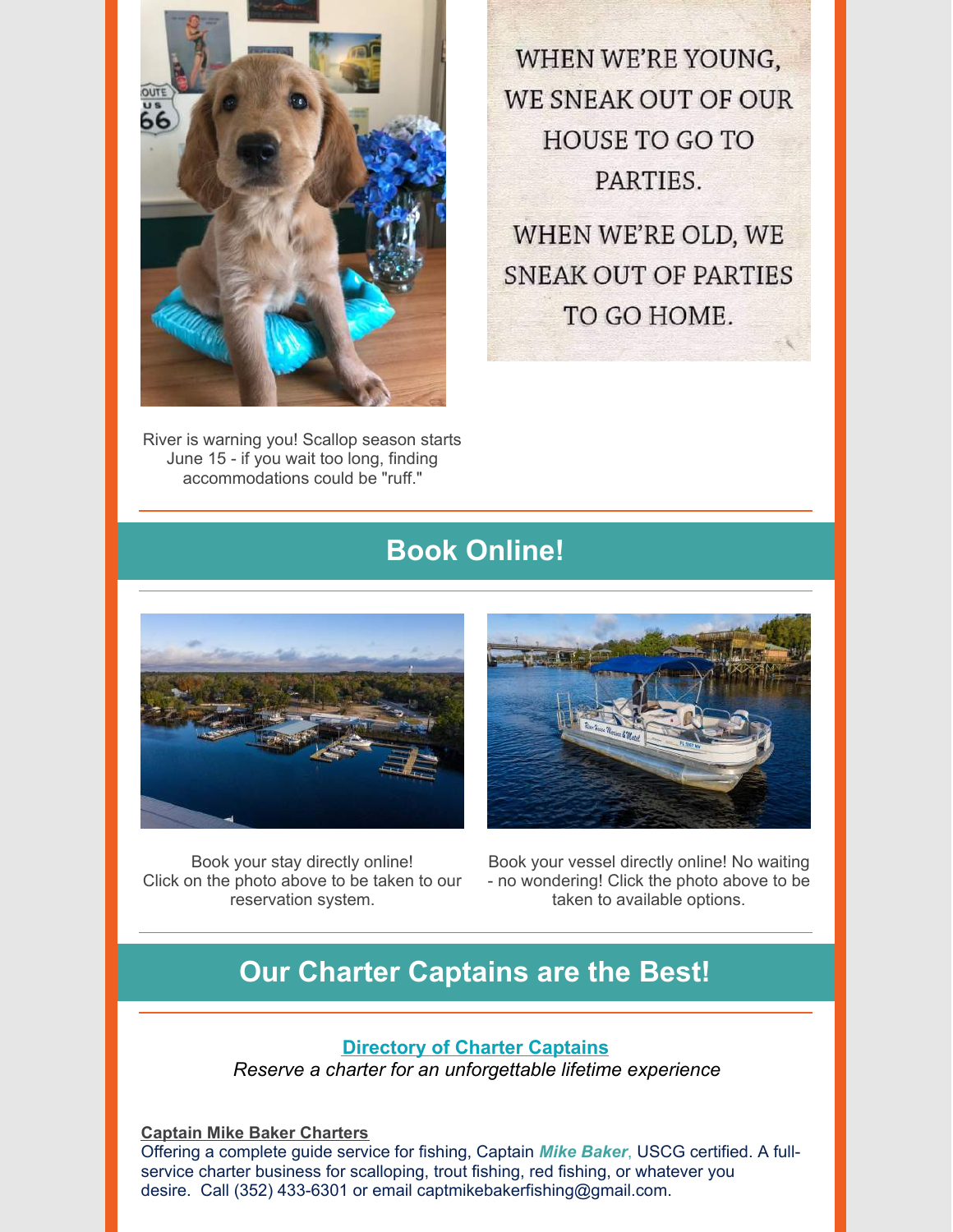WHEN WE'RE YOUNG, WE SNEAK OUT OF OUR HOUSE TO GO TO PARTIES.

WHEN WE'RE OLD, WE SNEAK OUT OF PARTIES TO GO HOME.

River is warning you! Scallop season starts June 15 - if you wait too long, finding accommodations could be "ruff."

## Book Online!

Book your stay directly online! Click on the photo above to be taken to our reservation system.

Book your vessel directly online! No waiting - no wondering! Click the photo above to be taken to available options.

## Our Charter Captains are the Best!

**Directory of Charter Captains**

*Reserve a charter for an unforgettable lifetime experience*

**Captain Mike Baker Charters**

Offering a complete guide service for fishing, Captain ***Mike Baker***, USCG certified. A full-service charter business for scalloping, trout fishing, red fishing, or whatever you desire. Call (352) 433-6301 or email captmikebakerfishing@gmail.com.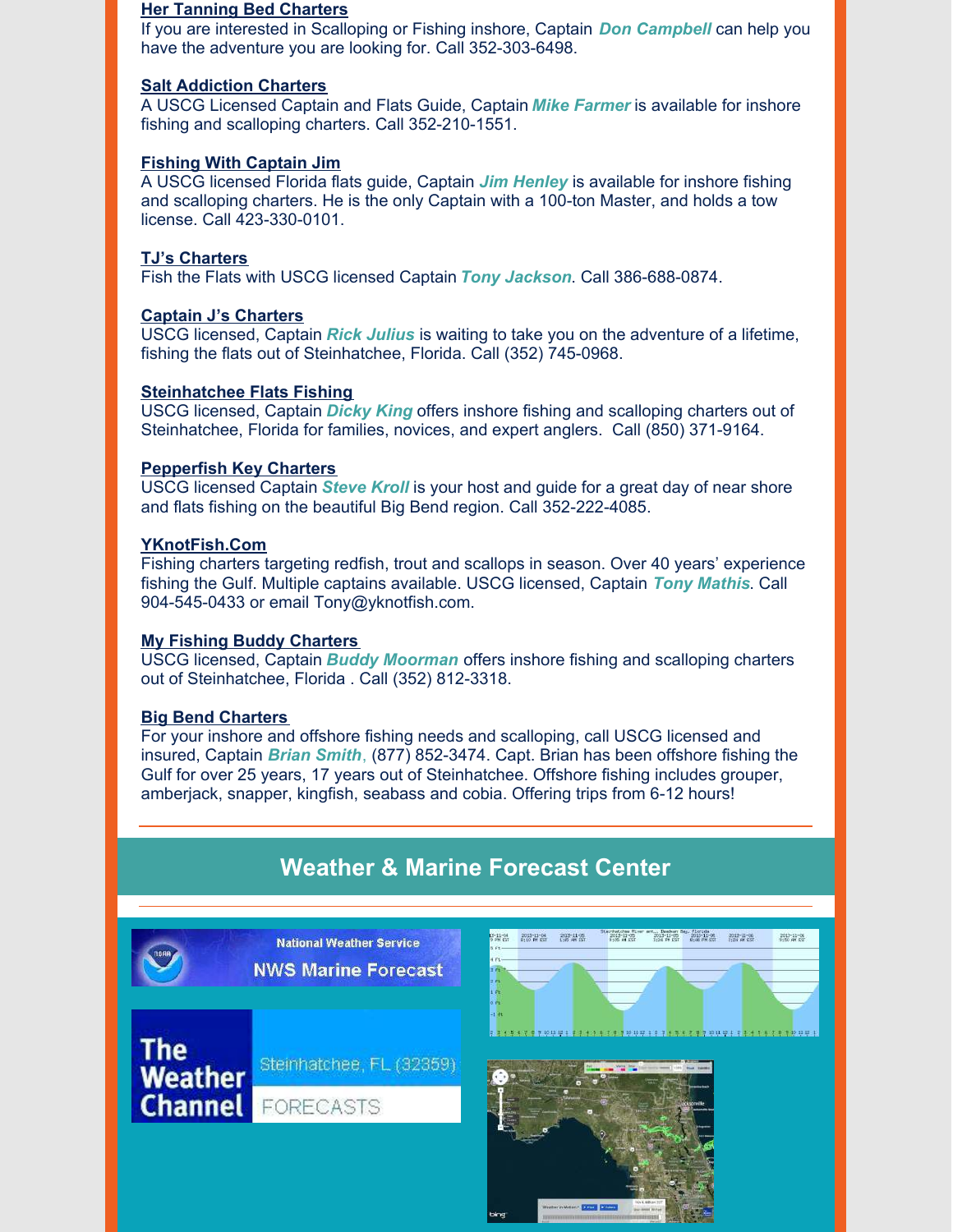### Her Tanning Bed Charters

If you are interested in Scalloping or Fishing inshore, Captain ***Don Campbell*** can help you have the adventure you are looking for. Call 352-303-6498.

### Salt Addiction Charters

A USCG Licensed Captain and Flats Guide, Captain ***Mike Farmer*** is available for inshore fishing and scalloping charters. Call 352-210-1551.

### Fishing With Captain Jim

A USCG licensed Florida flats guide, Captain ***Jim Henley*** is available for inshore fishing and scalloping charters. He is the only Captain with a 100-ton Master, and holds a tow license. Call 423-330-0101.

### TJ's Charters

Fish the Flats with USCG licensed Captain ***Tony Jackson***. Call 386-688-0874.

### Captain J's Charters

USCG licensed, Captain ***Rick Julius*** is waiting to take you on the adventure of a lifetime, fishing the flats out of Steinhatchee, Florida. Call (352) 745-0968.

### Steinhatchee Flats Fishing

USCG licensed, Captain ***Dicky King*** offers inshore fishing and scalloping charters out of Steinhatchee, Florida for families, novices, and expert anglers. Call (850) 371-9164.

### Pepperfish Key Charters

USCG licensed Captain ***Steve Kroll*** is your host and guide for a great day of near shore and flats fishing on the beautiful Big Bend region. Call 352-222-4085.

### YKnotFish.Com

Fishing charters targeting redfish, trout and scallops in season. Over 40 years' experience fishing the Gulf. Multiple captains available. USCG licensed, Captain ***Tony Mathis***. Call 904-545-0433 or email Tony@yknotfish.com.

### My Fishing Buddy Charters

USCG licensed, Captain ***Buddy Moorman*** offers inshore fishing and scalloping charters out of Steinhatchee, Florida . Call (352) 812-3318.

### Big Bend Charters

For your inshore and offshore fishing needs and scalloping, call USCG licensed and insured, Captain ***Brian Smith***, (877) 852-3474. Capt. Brian has been offshore fishing the Gulf for over 25 years, 17 years out of Steinhatchee. Offshore fishing includes grouper, amberjack, snapper, kingfish, seabass and cobia. Offering trips from 6-12 hours!

---

## Weather & Marine Forecast Center

National Weather Service
NWS Marine Forecast

The Weather Channel
Steinhatchee, FL (32359)
FORECASTS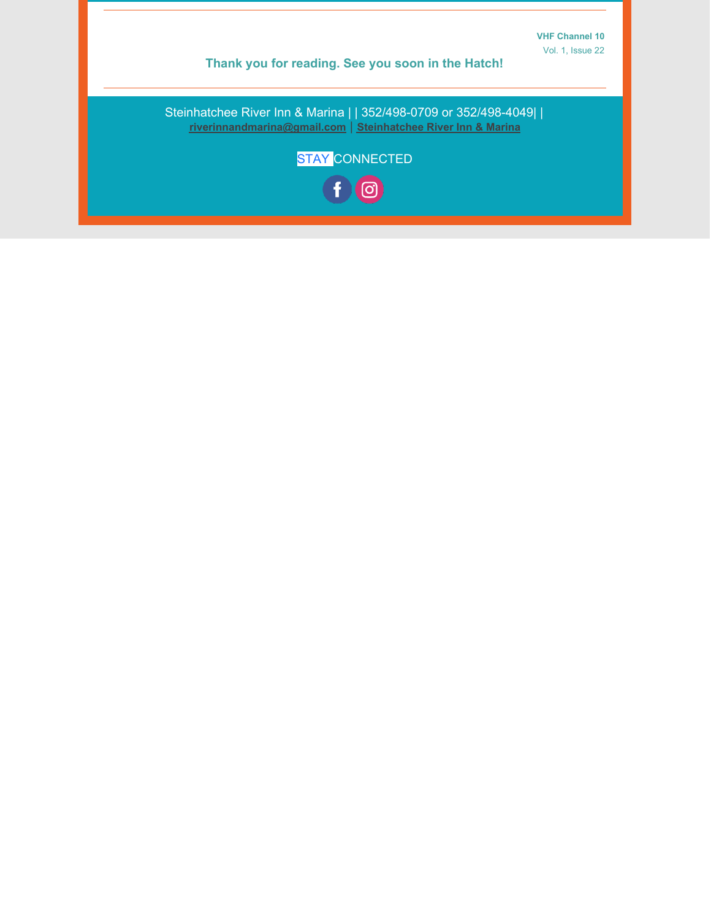**VHF Channel 10**

Vol. 1, Issue 22

**Thank you for reading. See you soon in the Hatch!**

---

Steinhatchee River Inn & Marina | | 352/498-0709 or 352/498-4049| |
**riverinnandmarina@gmail.com** | **Steinhatchee River Inn & Marina**

STAY CONNECTED